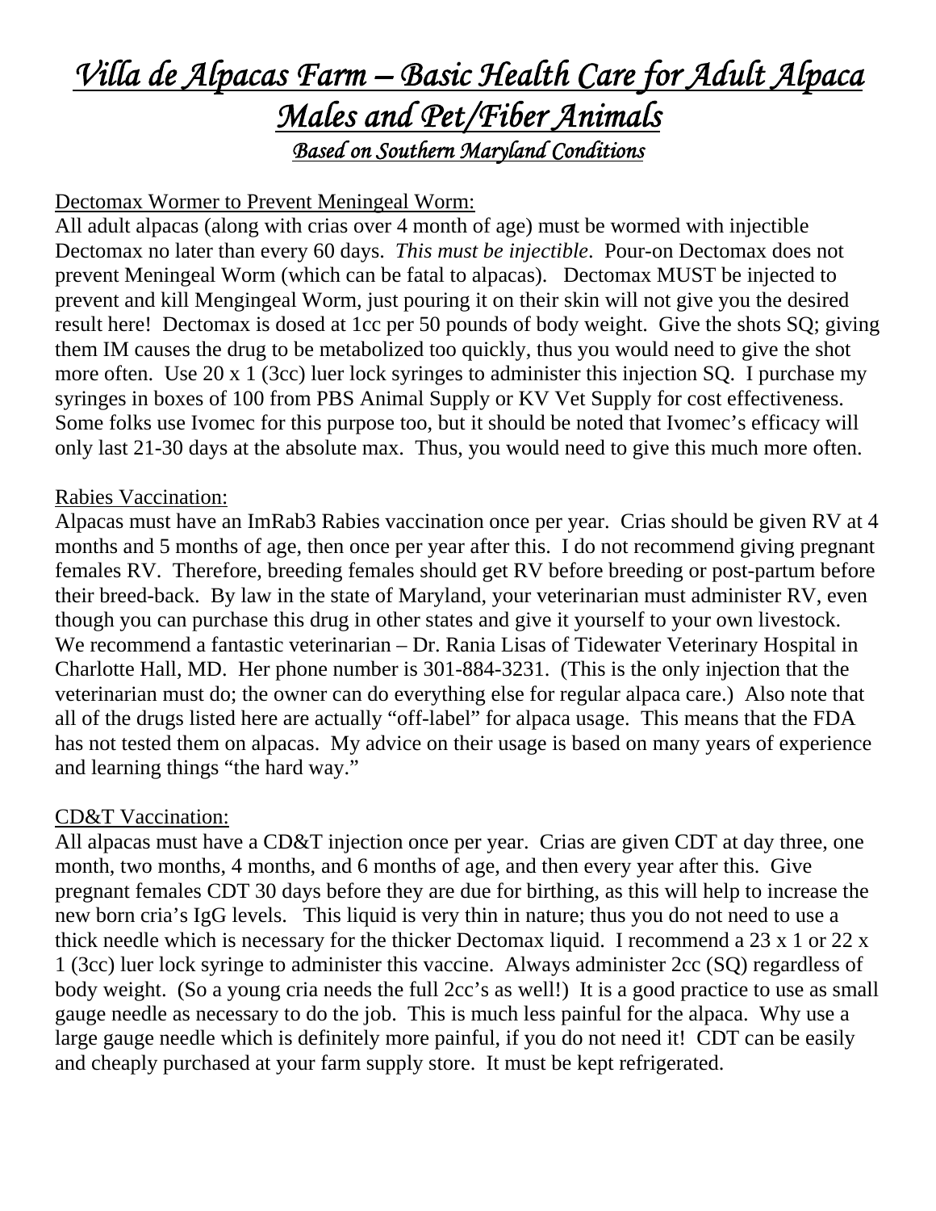# *Villa de Alpacas Farm – Basic Health Care for Adult Alpaca Males and Pet/Fiber Animals*

### *Based on Southern Maryland Conditions*

## Dectomax Wormer to Prevent Meningeal Worm:

All adult alpacas (along with crias over 4 month of age) must be wormed with injectible Dectomax no later than every 60 days. *This must be injectible*. Pour-on Dectomax does not prevent Meningeal Worm (which can be fatal to alpacas). Dectomax MUST be injected to prevent and kill Mengingeal Worm, just pouring it on their skin will not give you the desired result here! Dectomax is dosed at 1cc per 50 pounds of body weight. Give the shots SQ; giving them IM causes the drug to be metabolized too quickly, thus you would need to give the shot more often. Use 20 x 1 (3cc) luer lock syringes to administer this injection SQ. I purchase my syringes in boxes of 100 from PBS Animal Supply or KV Vet Supply for cost effectiveness. Some folks use Ivomec for this purpose too, but it should be noted that Ivomec's efficacy will only last 21-30 days at the absolute max. Thus, you would need to give this much more often.

## Rabies Vaccination:

Alpacas must have an ImRab3 Rabies vaccination once per year. Crias should be given RV at 4 months and 5 months of age, then once per year after this. I do not recommend giving pregnant females RV. Therefore, breeding females should get RV before breeding or post-partum before their breed-back. By law in the state of Maryland, your veterinarian must administer RV, even though you can purchase this drug in other states and give it yourself to your own livestock. We recommend a fantastic veterinarian – Dr. Rania Lisas of Tidewater Veterinary Hospital in Charlotte Hall, MD. Her phone number is 301-884-3231. (This is the only injection that the veterinarian must do; the owner can do everything else for regular alpaca care.) Also note that all of the drugs listed here are actually "off-label" for alpaca usage. This means that the FDA has not tested them on alpacas. My advice on their usage is based on many years of experience and learning things "the hard way."

## CD&T Vaccination:

All alpacas must have a CD&T injection once per year. Crias are given CDT at day three, one month, two months, 4 months, and 6 months of age, and then every year after this. Give pregnant females CDT 30 days before they are due for birthing, as this will help to increase the new born cria's IgG levels. This liquid is very thin in nature; thus you do not need to use a thick needle which is necessary for the thicker Dectomax liquid. I recommend a 23 x 1 or 22 x 1 (3cc) luer lock syringe to administer this vaccine. Always administer 2cc (SQ) regardless of body weight. (So a young cria needs the full 2cc's as well!) It is a good practice to use as small gauge needle as necessary to do the job. This is much less painful for the alpaca. Why use a large gauge needle which is definitely more painful, if you do not need it! CDT can be easily and cheaply purchased at your farm supply store. It must be kept refrigerated.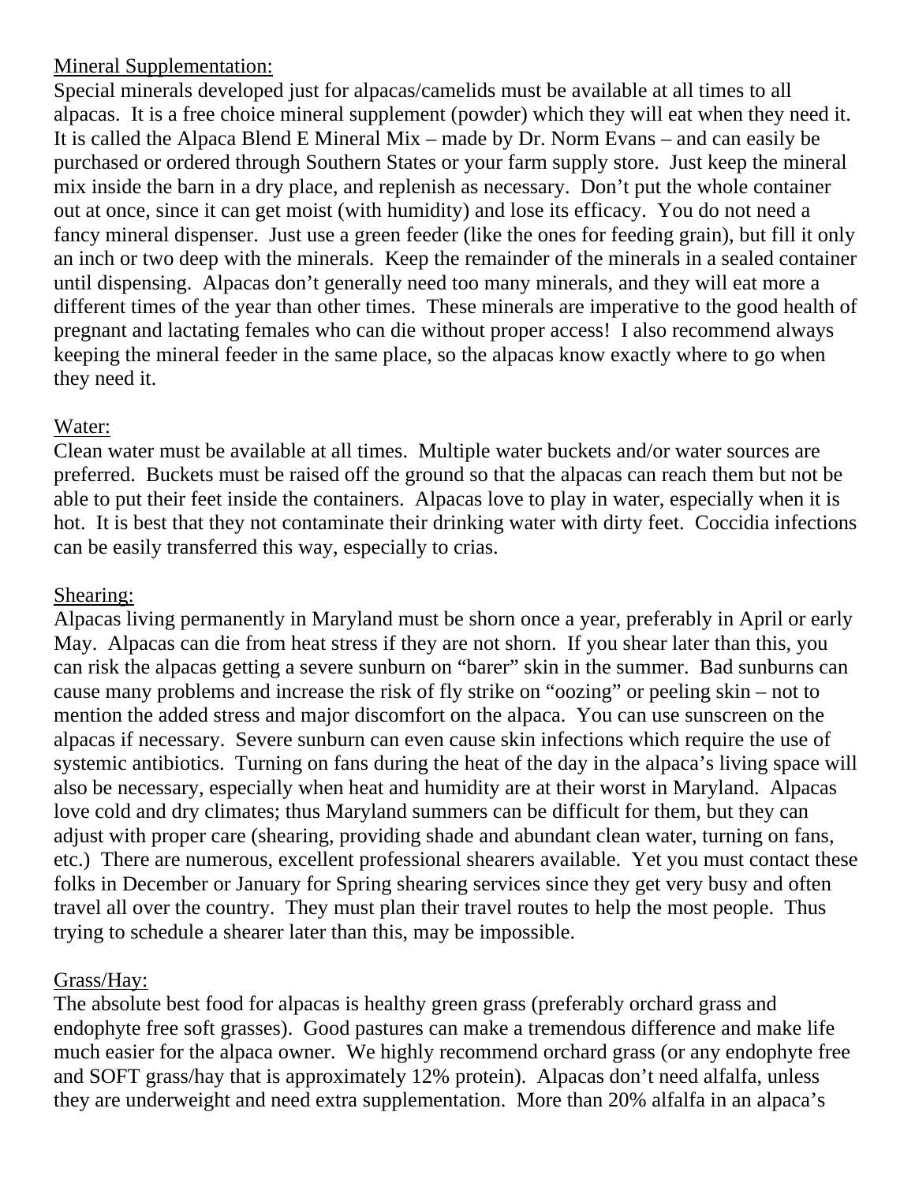Mineral Supplementation:

Special minerals developed just for alpacas/camelids must be available at all times to all alpacas. It is a free choice mineral supplement (powder) which they will eat when they need it. It is called the Alpaca Blend E Mineral Mix – made by Dr. Norm Evans – and can easily be purchased or ordered through Southern States or your farm supply store. Just keep the mineral mix inside the barn in a dry place, and replenish as necessary. Don't put the whole container out at once, since it can get moist (with humidity) and lose its efficacy. You do not need a fancy mineral dispenser. Just use a green feeder (like the ones for feeding grain), but fill it only an inch or two deep with the minerals. Keep the remainder of the minerals in a sealed container until dispensing. Alpacas don't generally need too many minerals, and they will eat more a different times of the year than other times. These minerals are imperative to the good health of pregnant and lactating females who can die without proper access! I also recommend always keeping the mineral feeder in the same place, so the alpacas know exactly where to go when they need it.

Water:

Clean water must be available at all times. Multiple water buckets and/or water sources are preferred. Buckets must be raised off the ground so that the alpacas can reach them but not be able to put their feet inside the containers. Alpacas love to play in water, especially when it is hot. It is best that they not contaminate their drinking water with dirty feet. Coccidia infections can be easily transferred this way, especially to crias.

Shearing:

Alpacas living permanently in Maryland must be shorn once a year, preferably in April or early May. Alpacas can die from heat stress if they are not shorn. If you shear later than this, you can risk the alpacas getting a severe sunburn on "barer" skin in the summer. Bad sunburns can cause many problems and increase the risk of fly strike on "oozing" or peeling skin – not to mention the added stress and major discomfort on the alpaca. You can use sunscreen on the alpacas if necessary. Severe sunburn can even cause skin infections which require the use of systemic antibiotics. Turning on fans during the heat of the day in the alpaca's living space will also be necessary, especially when heat and humidity are at their worst in Maryland. Alpacas love cold and dry climates; thus Maryland summers can be difficult for them, but they can adjust with proper care (shearing, providing shade and abundant clean water, turning on fans, etc.) There are numerous, excellent professional shearers available. Yet you must contact these folks in December or January for Spring shearing services since they get very busy and often travel all over the country. They must plan their travel routes to help the most people. Thus trying to schedule a shearer later than this, may be impossible.

Grass/Hay:

The absolute best food for alpacas is healthy green grass (preferably orchard grass and endophyte free soft grasses). Good pastures can make a tremendous difference and make life much easier for the alpaca owner. We highly recommend orchard grass (or any endophyte free and SOFT grass/hay that is approximately 12% protein). Alpacas don't need alfalfa, unless they are underweight and need extra supplementation. More than 20% alfalfa in an alpaca's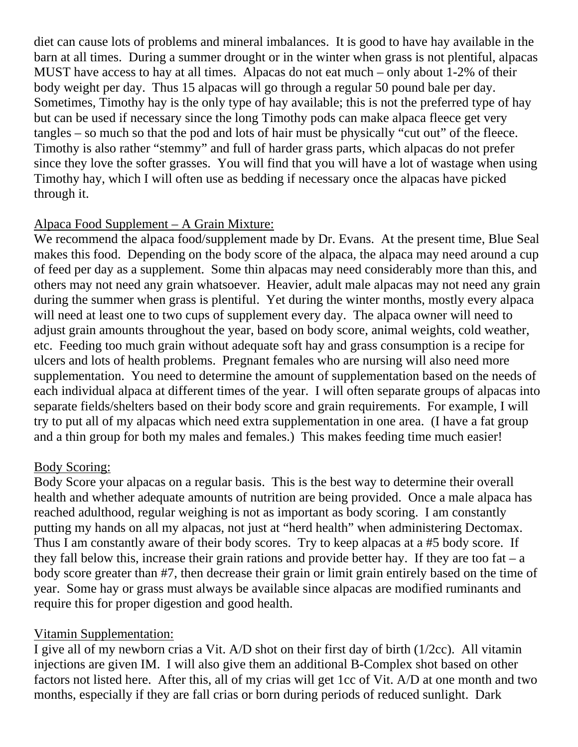diet can cause lots of problems and mineral imbalances. It is good to have hay available in the barn at all times. During a summer drought or in the winter when grass is not plentiful, alpacas MUST have access to hay at all times. Alpacas do not eat much – only about 1-2% of their body weight per day. Thus 15 alpacas will go through a regular 50 pound bale per day. Sometimes, Timothy hay is the only type of hay available; this is not the preferred type of hay but can be used if necessary since the long Timothy pods can make alpaca fleece get very tangles – so much so that the pod and lots of hair must be physically "cut out" of the fleece. Timothy is also rather "stemmy" and full of harder grass parts, which alpacas do not prefer since they love the softer grasses. You will find that you will have a lot of wastage when using Timothy hay, which I will often use as bedding if necessary once the alpacas have picked through it.

<u>Alpaca Food Supplement – A Grain Mixture:</u>
We recommend the alpaca food/supplement made by Dr. Evans. At the present time, Blue Seal makes this food. Depending on the body score of the alpaca, the alpaca may need around a cup of feed per day as a supplement. Some thin alpacas may need considerably more than this, and others may not need any grain whatsoever. Heavier, adult male alpacas may not need any grain during the summer when grass is plentiful. Yet during the winter months, mostly every alpaca will need at least one to two cups of supplement every day. The alpaca owner will need to adjust grain amounts throughout the year, based on body score, animal weights, cold weather, etc. Feeding too much grain without adequate soft hay and grass consumption is a recipe for ulcers and lots of health problems. Pregnant females who are nursing will also need more supplementation. You need to determine the amount of supplementation based on the needs of each individual alpaca at different times of the year. I will often separate groups of alpacas into separate fields/shelters based on their body score and grain requirements. For example, I will try to put all of my alpacas which need extra supplementation in one area. (I have a fat group and a thin group for both my males and females.) This makes feeding time much easier!

<u>Body Scoring:</u>
Body Score your alpacas on a regular basis. This is the best way to determine their overall health and whether adequate amounts of nutrition are being provided. Once a male alpaca has reached adulthood, regular weighing is not as important as body scoring. I am constantly putting my hands on all my alpacas, not just at "herd health" when administering Dectomax. Thus I am constantly aware of their body scores. Try to keep alpacas at a #5 body score. If they fall below this, increase their grain rations and provide better hay. If they are too fat – a body score greater than #7, then decrease their grain or limit grain entirely based on the time of year. Some hay or grass must always be available since alpacas are modified ruminants and require this for proper digestion and good health.

<u>Vitamin Supplementation:</u>
I give all of my newborn crias a Vit. A/D shot on their first day of birth (1/2cc). All vitamin injections are given IM. I will also give them an additional B-Complex shot based on other factors not listed here. After this, all of my crias will get 1cc of Vit. A/D at one month and two months, especially if they are fall crias or born during periods of reduced sunlight. Dark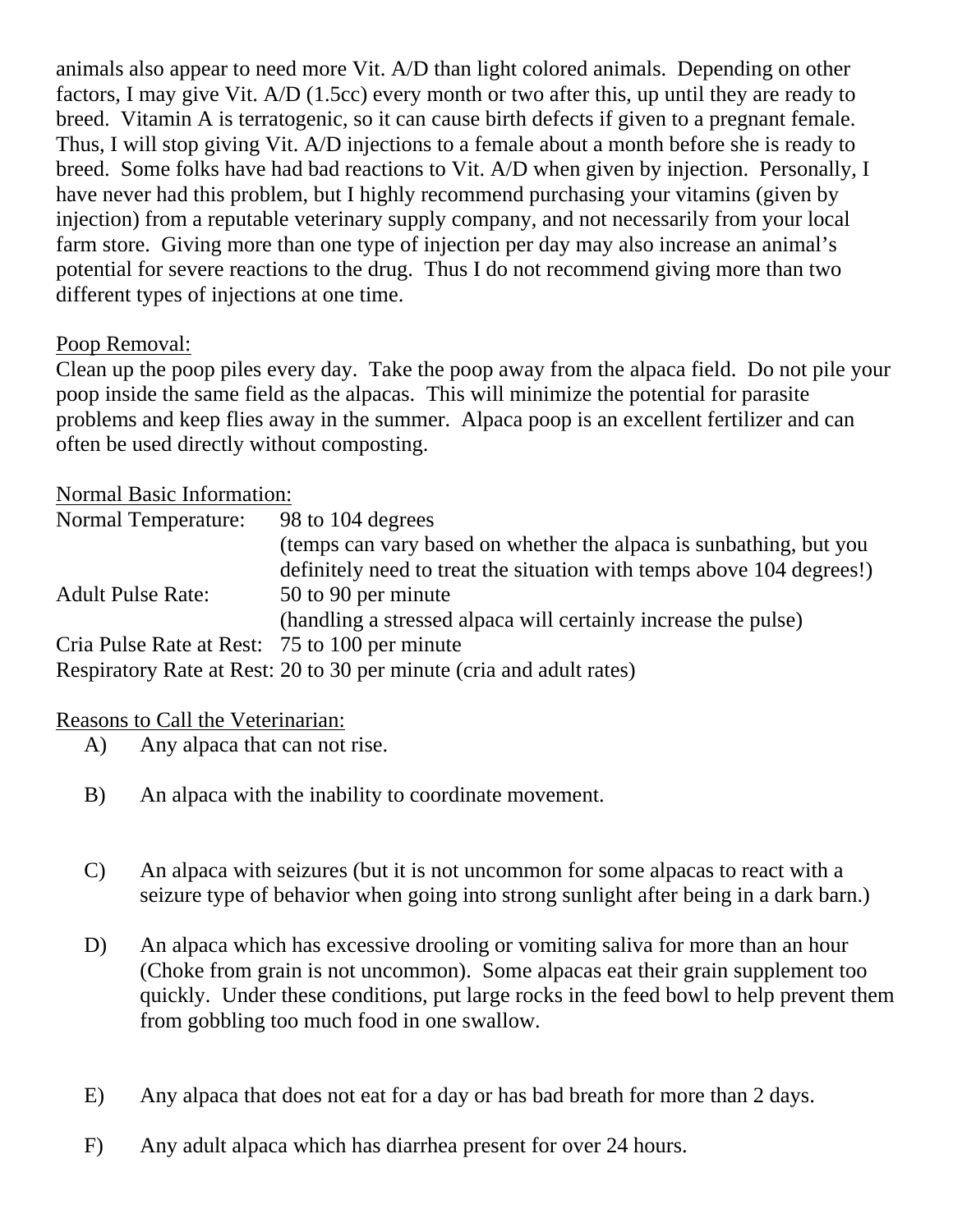animals also appear to need more Vit. A/D than light colored animals. Depending on other factors, I may give Vit. A/D (1.5cc) every month or two after this, up until they are ready to breed. Vitamin A is terratogenic, so it can cause birth defects if given to a pregnant female. Thus, I will stop giving Vit. A/D injections to a female about a month before she is ready to breed. Some folks have had bad reactions to Vit. A/D when given by injection. Personally, I have never had this problem, but I highly recommend purchasing your vitamins (given by injection) from a reputable veterinary supply company, and not necessarily from your local farm store. Giving more than one type of injection per day may also increase an animal's potential for severe reactions to the drug. Thus I do not recommend giving more than two different types of injections at one time.

<u>Poop Removal:</u>
Clean up the poop piles every day. Take the poop away from the alpaca field. Do not pile your poop inside the same field as the alpacas. This will minimize the potential for parasite problems and keep flies away in the summer. Alpaca poop is an excellent fertilizer and can often be used directly without composting.

<u>Normal Basic Information:</u>

| | |
|---|---|
| Normal Temperature: | 98 to 104 degrees (temps can vary based on whether the alpaca is sunbathing, but you definitely need to treat the situation with temps above 104 degrees!) |
| Adult Pulse Rate: | 50 to 90 per minute (handling a stressed alpaca will certainly increase the pulse) |
| Cria Pulse Rate at Rest: | 75 to 100 per minute |
| Respiratory Rate at Rest: | 20 to 30 per minute (cria and adult rates) |

<u>Reasons to Call the Veterinarian:</u>

A) Any alpaca that can not rise.

B) An alpaca with the inability to coordinate movement.

C) An alpaca with seizures (but it is not uncommon for some alpacas to react with a seizure type of behavior when going into strong sunlight after being in a dark barn.)

D) An alpaca which has excessive drooling or vomiting saliva for more than an hour (Choke from grain is not uncommon). Some alpacas eat their grain supplement too quickly. Under these conditions, put large rocks in the feed bowl to help prevent them from gobbling too much food in one swallow.

E) Any alpaca that does not eat for a day or has bad breath for more than 2 days.

F) Any adult alpaca which has diarrhea present for over 24 hours.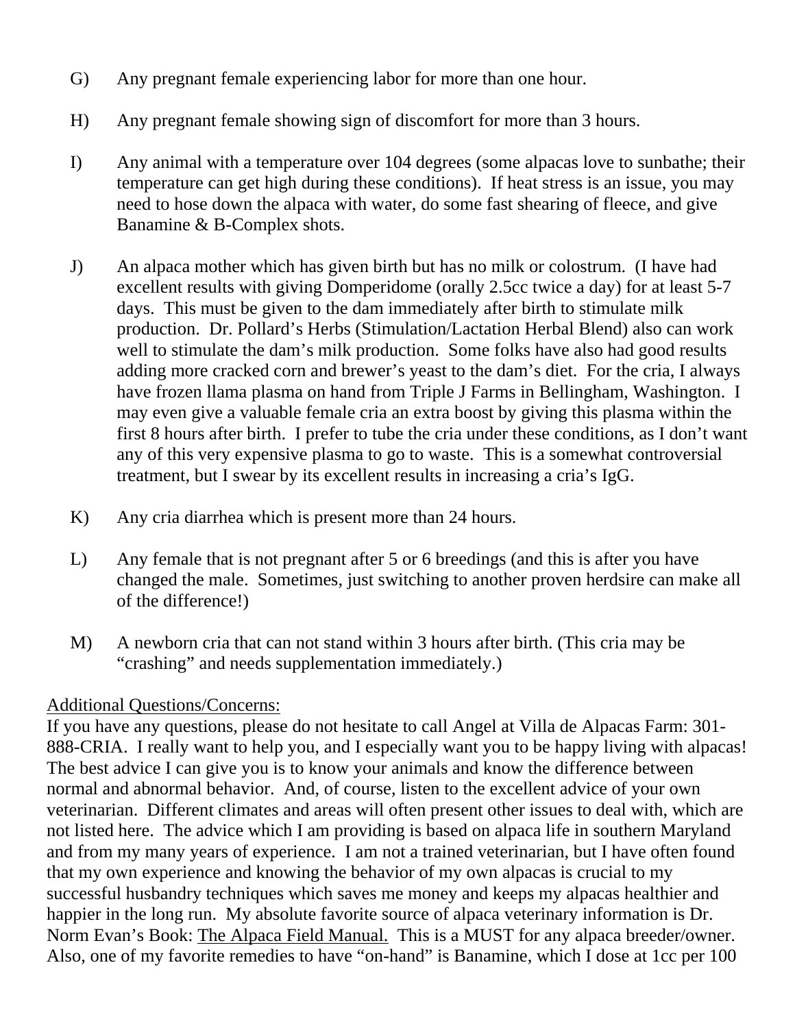G) Any pregnant female experiencing labor for more than one hour.

H) Any pregnant female showing sign of discomfort for more than 3 hours.

I) Any animal with a temperature over 104 degrees (some alpacas love to sunbathe; their temperature can get high during these conditions). If heat stress is an issue, you may need to hose down the alpaca with water, do some fast shearing of fleece, and give Banamine & B-Complex shots.

J) An alpaca mother which has given birth but has no milk or colostrum. (I have had excellent results with giving Domperidome (orally 2.5cc twice a day) for at least 5-7 days. This must be given to the dam immediately after birth to stimulate milk production. Dr. Pollard's Herbs (Stimulation/Lactation Herbal Blend) also can work well to stimulate the dam's milk production. Some folks have also had good results adding more cracked corn and brewer's yeast to the dam's diet. For the cria, I always have frozen llama plasma on hand from Triple J Farms in Bellingham, Washington. I may even give a valuable female cria an extra boost by giving this plasma within the first 8 hours after birth. I prefer to tube the cria under these conditions, as I don't want any of this very expensive plasma to go to waste. This is a somewhat controversial treatment, but I swear by its excellent results in increasing a cria's IgG.

K) Any cria diarrhea which is present more than 24 hours.

L) Any female that is not pregnant after 5 or 6 breedings (and this is after you have changed the male. Sometimes, just switching to another proven herdsire can make all of the difference!)

M) A newborn cria that can not stand within 3 hours after birth. (This cria may be "crashing" and needs supplementation immediately.)

<u>Additional Questions/Concerns:</u>

If you have any questions, please do not hesitate to call Angel at Villa de Alpacas Farm: 301-888-CRIA. I really want to help you, and I especially want you to be happy living with alpacas! The best advice I can give you is to know your animals and know the difference between normal and abnormal behavior. And, of course, listen to the excellent advice of your own veterinarian. Different climates and areas will often present other issues to deal with, which are not listed here. The advice which I am providing is based on alpaca life in southern Maryland and from my many years of experience. I am not a trained veterinarian, but I have often found that my own experience and knowing the behavior of my own alpacas is crucial to my successful husbandry techniques which saves me money and keeps my alpacas healthier and happier in the long run. My absolute favorite source of alpaca veterinary information is Dr. Norm Evan's Book: <u>The Alpaca Field Manual.</u> This is a MUST for any alpaca breeder/owner. Also, one of my favorite remedies to have "on-hand" is Banamine, which I dose at 1cc per 100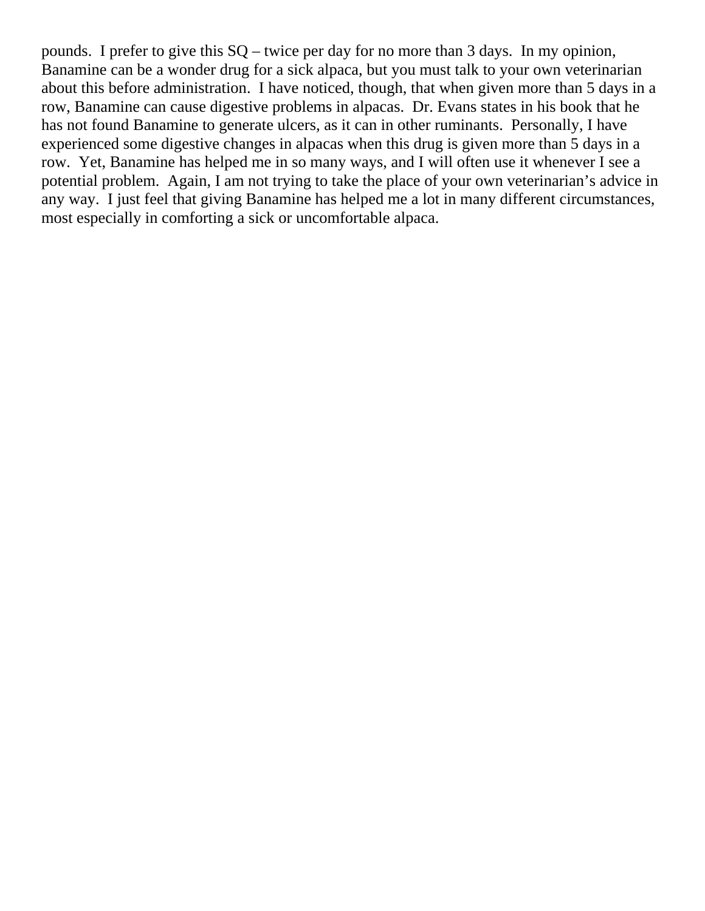pounds. I prefer to give this SQ – twice per day for no more than 3 days. In my opinion, Banamine can be a wonder drug for a sick alpaca, but you must talk to your own veterinarian about this before administration. I have noticed, though, that when given more than 5 days in a row, Banamine can cause digestive problems in alpacas. Dr. Evans states in his book that he has not found Banamine to generate ulcers, as it can in other ruminants. Personally, I have experienced some digestive changes in alpacas when this drug is given more than 5 days in a row. Yet, Banamine has helped me in so many ways, and I will often use it whenever I see a potential problem. Again, I am not trying to take the place of your own veterinarian's advice in any way. I just feel that giving Banamine has helped me a lot in many different circumstances, most especially in comforting a sick or uncomfortable alpaca.